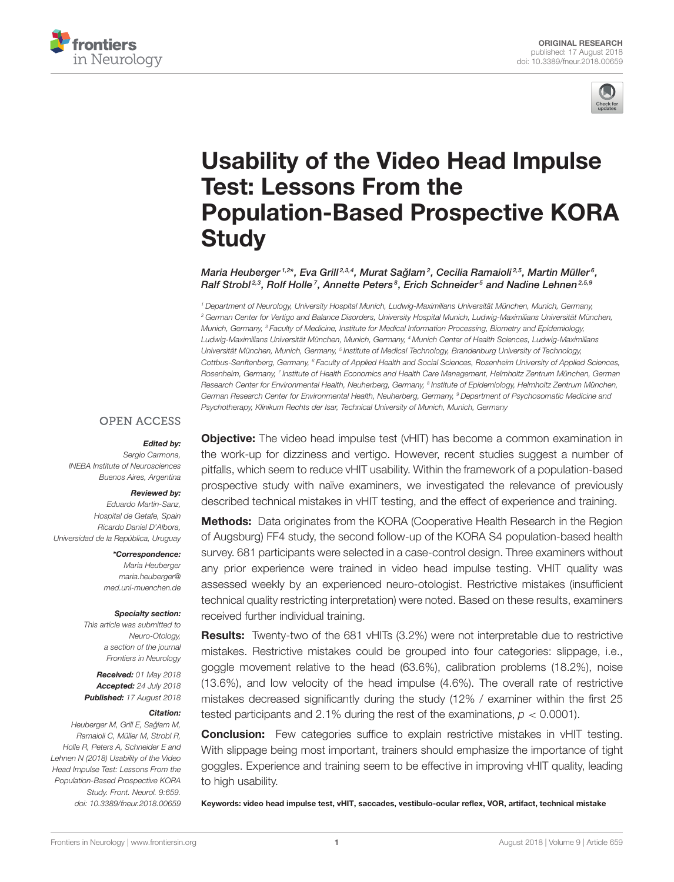ORIGINAL RESEARCH
published: 17 August 2018
doi: 10.3389/fneur.2018.00659

# Usability of the Video Head Impulse Test: Lessons From the Population-Based Prospective KORA Study

Maria Heuberger[1,2]*, Eva Grill[2,3,4], Murat Sağlam[2], Cecilia Ramaioli[2,5], Martin Müller[6], Ralf Strobl[2,3], Rolf Holle[7], Annette Peters[8], Erich Schneider[5] and Nadine Lehnen[2,5,9]

[1] Department of Neurology, University Hospital Munich, Ludwig-Maximilians Universität München, Munich, Germany, [2] German Center for Vertigo and Balance Disorders, University Hospital Munich, Ludwig-Maximilians Universität München, Munich, Germany, [3] Faculty of Medicine, Institute for Medical Information Processing, Biometry and Epidemiology, Ludwig-Maximilians Universität München, Munich, Germany, [4] Munich Center of Health Sciences, Ludwig-Maximilians Universität München, Munich, Germany, [5] Institute of Medical Technology, Brandenburg University of Technology, Cottbus-Senftenberg, Germany, [6] Faculty of Applied Health and Social Sciences, Rosenheim University of Applied Sciences, Rosenheim, Germany, [7] Institute of Health Economics and Health Care Management, Helmholtz Zentrum München, German Research Center for Environmental Health, Neuherberg, Germany, [8] Institute of Epidemiology, Helmholtz Zentrum München, German Research Center for Environmental Health, Neuherberg, Germany, [9] Department of Psychosomatic Medicine and Psychotherapy, Klinikum Rechts der Isar, Technical University of Munich, Munich, Germany

OPEN ACCESS

*Edited by:*
Sergio Carmona,
INEBA Institute of Neurosciences
Buenos Aires, Argentina

*Reviewed by:*
Eduardo Martin-Sanz,
Hospital de Getafe, Spain
Ricardo Daniel D'Albora,
Universidad de la República, Uruguay

***Correspondence:***
Maria Heuberger
maria.heuberger@med.uni-muenchen.de

*Specialty section:*
This article was submitted to Neuro-Otology, a section of the journal Frontiers in Neurology

***Received:*** 01 May 2018
***Accepted:*** 24 July 2018
***Published:*** 17 August 2018

*Citation:*
Heuberger M, Grill E, Sağlam M, Ramaioli C, Müller M, Strobl R, Holle R, Peters A, Schneider E and Lehnen N (2018) Usability of the Video Head Impulse Test: Lessons From the Population-Based Prospective KORA Study. Front. Neurol. 9:659. doi: 10.3389/fneur.2018.00659

**Objective:** The video head impulse test (vHIT) has become a common examination in the work-up for dizziness and vertigo. However, recent studies suggest a number of pitfalls, which seem to reduce vHIT usability. Within the framework of a population-based prospective study with naïve examiners, we investigated the relevance of previously described technical mistakes in vHIT testing, and the effect of experience and training.

**Methods:** Data originates from the KORA (Cooperative Health Research in the Region of Augsburg) FF4 study, the second follow-up of the KORA S4 population-based health survey. 681 participants were selected in a case-control design. Three examiners without any prior experience were trained in video head impulse testing. VHIT quality was assessed weekly by an experienced neuro-otologist. Restrictive mistakes (insufficient technical quality restricting interpretation) were noted. Based on these results, examiners received further individual training.

**Results:** Twenty-two of the 681 vHITs (3.2%) were not interpretable due to restrictive mistakes. Restrictive mistakes could be grouped into four categories: slippage, i.e., goggle movement relative to the head (63.6%), calibration problems (18.2%), noise (13.6%), and low velocity of the head impulse (4.6%). The overall rate of restrictive mistakes decreased significantly during the study (12% / examiner within the first 25 tested participants and 2.1% during the rest of the examinations, $p < 0.0001$).

**Conclusion:** Few categories suffice to explain restrictive mistakes in vHIT testing. With slippage being most important, trainers should emphasize the importance of tight goggles. Experience and training seem to be effective in improving vHIT quality, leading to high usability.

**Keywords: video head impulse test, vHIT, saccades, vestibulo-ocular reflex, VOR, artifact, technical mistake**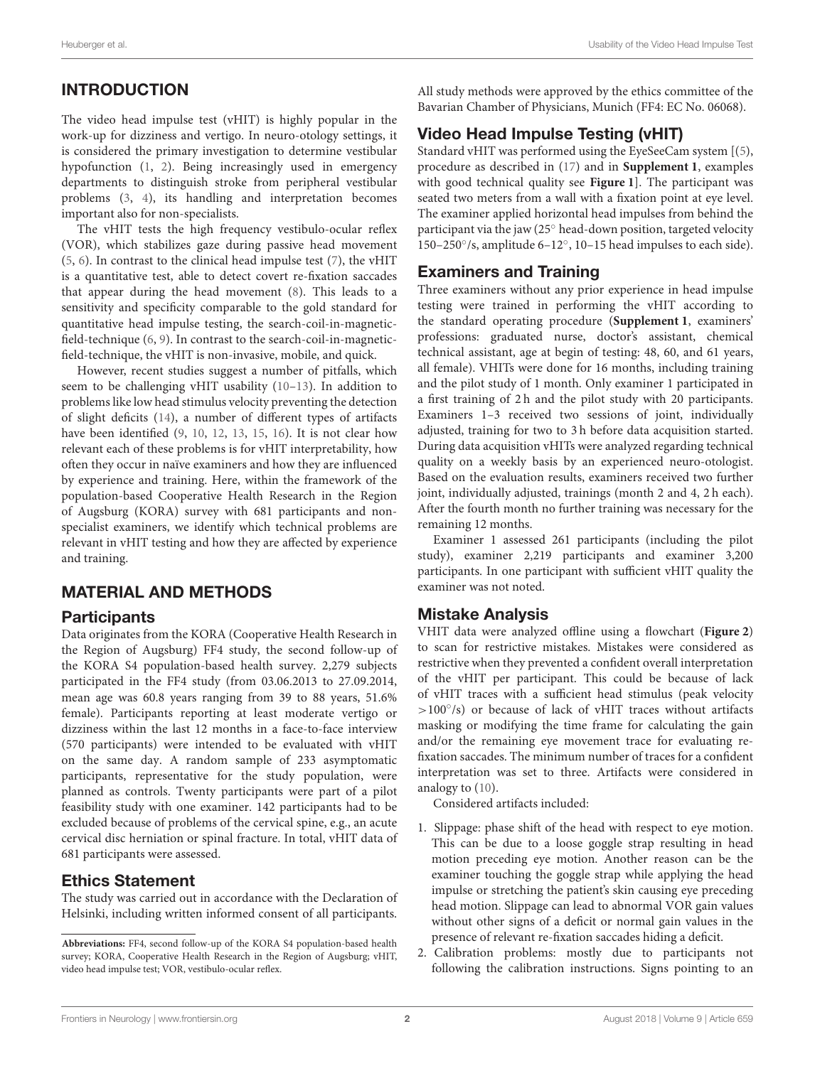## INTRODUCTION

The video head impulse test (vHIT) is highly popular in the work-up for dizziness and vertigo. In neuro-otology settings, it is considered the primary investigation to determine vestibular hypofunction (1, 2). Being increasingly used in emergency departments to distinguish stroke from peripheral vestibular problems (3, 4), its handling and interpretation becomes important also for non-specialists.

The vHIT tests the high frequency vestibulo-ocular reflex (VOR), which stabilizes gaze during passive head movement (5, 6). In contrast to the clinical head impulse test (7), the vHIT is a quantitative test, able to detect covert re-fixation saccades that appear during the head movement (8). This leads to a sensitivity and specificity comparable to the gold standard for quantitative head impulse testing, the search-coil-in-magnetic-field-technique (6, 9). In contrast to the search-coil-in-magnetic-field-technique, the vHIT is non-invasive, mobile, and quick.

However, recent studies suggest a number of pitfalls, which seem to be challenging vHIT usability (10–13). In addition to problems like low head stimulus velocity preventing the detection of slight deficits (14), a number of different types of artifacts have been identified (9, 10, 12, 13, 15, 16). It is not clear how relevant each of these problems is for vHIT interpretability, how often they occur in naïve examiners and how they are influenced by experience and training. Here, within the framework of the population-based Cooperative Health Research in the Region of Augsburg (KORA) survey with 681 participants and non-specialist examiners, we identify which technical problems are relevant in vHIT testing and how they are affected by experience and training.

## MATERIAL AND METHODS

### Participants

Data originates from the KORA (Cooperative Health Research in the Region of Augsburg) FF4 study, the second follow-up of the KORA S4 population-based health survey. 2,279 subjects participated in the FF4 study (from 03.06.2013 to 27.09.2014, mean age was 60.8 years ranging from 39 to 88 years, 51.6% female). Participants reporting at least moderate vertigo or dizziness within the last 12 months in a face-to-face interview (570 participants) were intended to be evaluated with vHIT on the same day. A random sample of 233 asymptomatic participants, representative for the study population, were planned as controls. Twenty participants were part of a pilot feasibility study with one examiner. 142 participants had to be excluded because of problems of the cervical spine, e.g., an acute cervical disc herniation or spinal fracture. In total, vHIT data of 681 participants were assessed.

### Ethics Statement

The study was carried out in accordance with the Declaration of Helsinki, including written informed consent of all participants. All study methods were approved by the ethics committee of the Bavarian Chamber of Physicians, Munich (FF4: EC No. 06068).

### Video Head Impulse Testing (vHIT)

Standard vHIT was performed using the EyeSeeCam system [(5), procedure as described in (17) and in **Supplement 1**, examples with good technical quality see **Figure 1**]. The participant was seated two meters from a wall with a fixation point at eye level. The examiner applied horizontal head impulses from behind the participant via the jaw (25° head-down position, targeted velocity 150–250°/s, amplitude 6–12°, 10–15 head impulses to each side).

### Examiners and Training

Three examiners without any prior experience in head impulse testing were trained in performing the vHIT according to the standard operating procedure (**Supplement 1**, examiners' professions: graduated nurse, doctor's assistant, chemical technical assistant, age at begin of testing: 48, 60, and 61 years, all female). VHITs were done for 16 months, including training and the pilot study of 1 month. Only examiner 1 participated in a first training of 2 h and the pilot study with 20 participants. Examiners 1–3 received two sessions of joint, individually adjusted, training for two to 3 h before data acquisition started. During data acquisition vHITs were analyzed regarding technical quality on a weekly basis by an experienced neuro-otologist. Based on the evaluation results, examiners received two further joint, individually adjusted, trainings (month 2 and 4, 2 h each). After the fourth month no further training was necessary for the remaining 12 months.

Examiner 1 assessed 261 participants (including the pilot study), examiner 2,219 participants and examiner 3,200 participants. In one participant with sufficient vHIT quality the examiner was not noted.

### Mistake Analysis

VHIT data were analyzed offline using a flowchart (**Figure 2**) to scan for restrictive mistakes. Mistakes were considered as restrictive when they prevented a confident overall interpretation of the vHIT per participant. This could be because of lack of vHIT traces with a sufficient head stimulus (peak velocity >100°/s) or because of lack of vHIT traces without artifacts masking or modifying the time frame for calculating the gain and/or the remaining eye movement trace for evaluating re-fixation saccades. The minimum number of traces for a confident interpretation was set to three. Artifacts were considered in analogy to (10).

Considered artifacts included:

1. Slippage: phase shift of the head with respect to eye motion. This can be due to a loose goggle strap resulting in head motion preceding eye motion. Another reason can be the examiner touching the goggle strap while applying the head impulse or stretching the patient's skin causing eye preceding head motion. Slippage can lead to abnormal VOR gain values without other signs of a deficit or normal gain values in the presence of relevant re-fixation saccades hiding a deficit.
2. Calibration problems: mostly due to participants not following the calibration instructions. Signs pointing to an

**Abbreviations:** FF4, second follow-up of the KORA S4 population-based health survey; KORA, Cooperative Health Research in the Region of Augsburg; vHIT, video head impulse test; VOR, vestibulo-ocular reflex.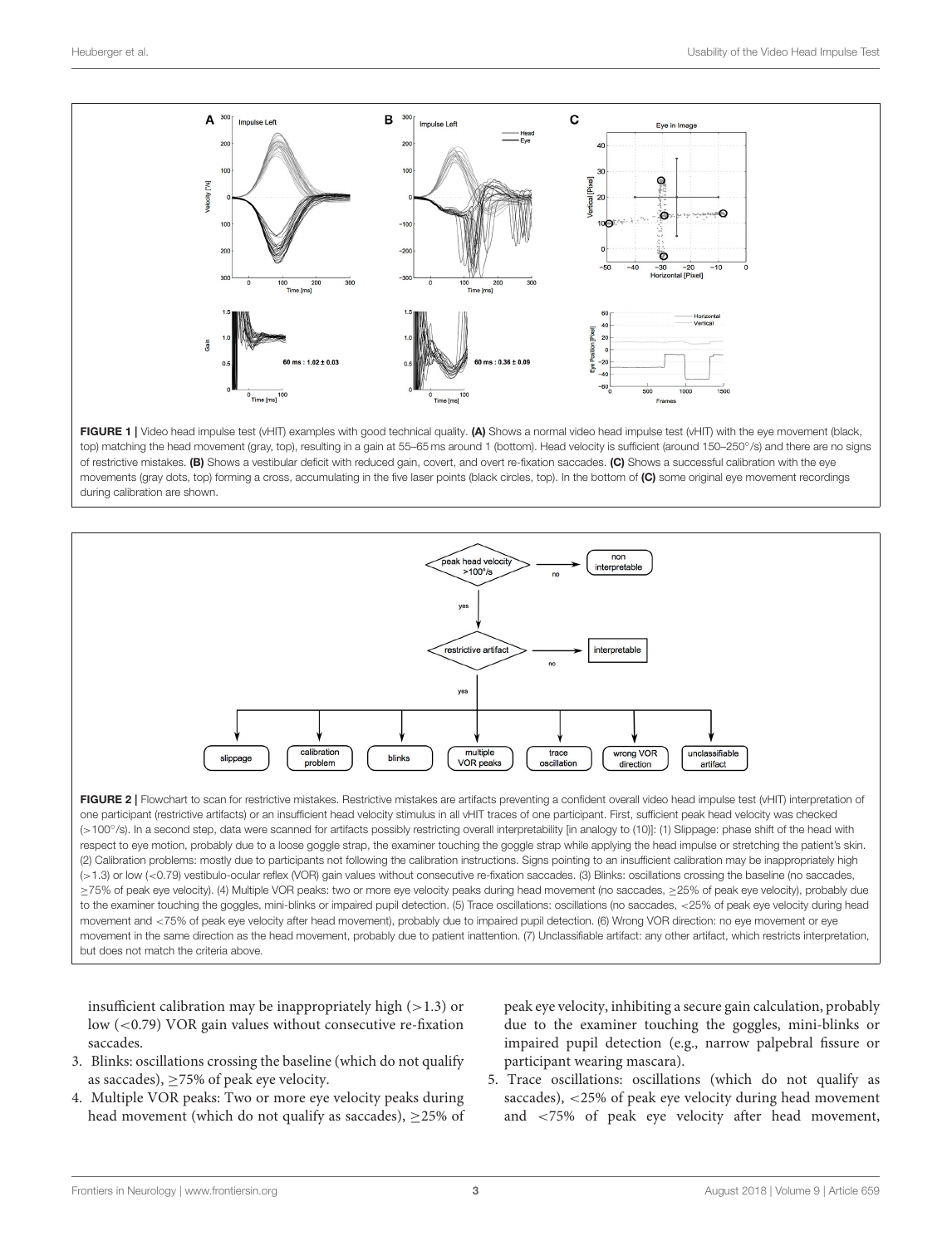FIGURE 1 | Video head impulse test (vHIT) examples with good technical quality. **(A)** Shows a normal video head impulse test (vHIT) with the eye movement (black, top) matching the head movement (gray, top), resulting in a gain at 55–65 ms around 1 (bottom). Head velocity is sufficient (around 150–250°/s) and there are no signs of restrictive mistakes. **(B)** Shows a vestibular deficit with reduced gain, covert, and overt re-fixation saccades. **(C)** Shows a successful calibration with the eye movements (gray dots, top) forming a cross, accumulating in the five laser points (black circles, top). In the bottom of **(C)** some original eye movement recordings during calibration are shown.

FIGURE 2 | Flowchart to scan for restrictive mistakes. Restrictive mistakes are artifacts preventing a confident overall video head impulse test (vHIT) interpretation of one participant (restrictive artifacts) or an insufficient head velocity stimulus in all vHIT traces of one participant. First, sufficient peak head velocity was checked (>100°/s). In a second step, data were scanned for artifacts possibly restricting overall interpretability [in analogy to (10)]: (1) Slippage: phase shift of the head with respect to eye motion, probably due to a loose goggle strap, the examiner touching the goggle strap while applying the head impulse or stretching the patient's skin. (2) Calibration problems: mostly due to participants not following the calibration instructions. Signs pointing to an insufficient calibration may be inappropriately high (>1.3) or low (<0.79) vestibulo-ocular reflex (VOR) gain values without consecutive re-fixation saccades. (3) Blinks: oscillations crossing the baseline (no saccades, ≥75% of peak eye velocity). (4) Multiple VOR peaks: two or more eye velocity peaks during head movement (no saccades, ≥25% of peak eye velocity), probably due to the examiner touching the goggles, mini-blinks or impaired pupil detection. (5) Trace oscillations: oscillations (no saccades, <25% of peak eye velocity during head movement and <75% of peak eye velocity after head movement), probably due to impaired pupil detection. (6) Wrong VOR direction: no eye movement or eye movement in the same direction as the head movement, probably due to patient inattention. (7) Unclassifiable artifact: any other artifact, which restricts interpretation, but does not match the criteria above.

insufficient calibration may be inappropriately high (>1.3) or low (<0.79) VOR gain values without consecutive re-fixation saccades.

3. Blinks: oscillations crossing the baseline (which do not qualify as saccades), ≥75% of peak eye velocity.
4. Multiple VOR peaks: Two or more eye velocity peaks during head movement (which do not qualify as saccades), ≥25% of peak eye velocity, inhibiting a secure gain calculation, probably due to the examiner touching the goggles, mini-blinks or impaired pupil detection (e.g., narrow palpebral fissure or participant wearing mascara).
5. Trace oscillations: oscillations (which do not qualify as saccades), <25% of peak eye velocity during head movement and <75% of peak eye velocity after head movement,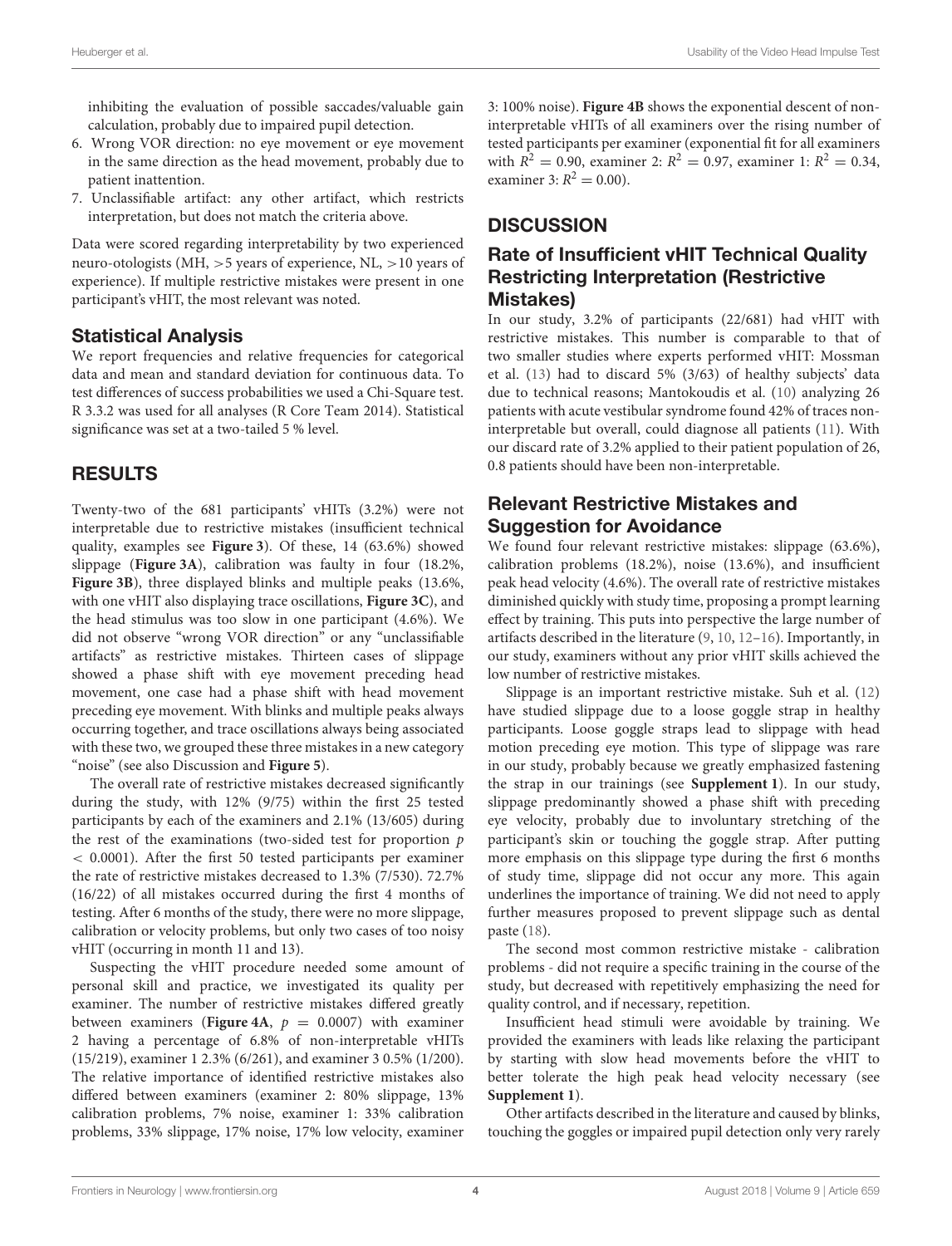inhibiting the evaluation of possible saccades/valuable gain calculation, probably due to impaired pupil detection.

6. Wrong VOR direction: no eye movement or eye movement in the same direction as the head movement, probably due to patient inattention.
7. Unclassifiable artifact: any other artifact, which restricts interpretation, but does not match the criteria above.

Data were scored regarding interpretability by two experienced neuro-otologists (MH, >5 years of experience, NL, >10 years of experience). If multiple restrictive mistakes were present in one participant's vHIT, the most relevant was noted.

### Statistical Analysis

We report frequencies and relative frequencies for categorical data and mean and standard deviation for continuous data. To test differences of success probabilities we used a Chi-Square test. R 3.3.2 was used for all analyses (R Core Team 2014). Statistical significance was set at a two-tailed 5 % level.

## RESULTS

Twenty-two of the 681 participants' vHITs (3.2%) were not interpretable due to restrictive mistakes (insufficient technical quality, examples see **Figure 3**). Of these, 14 (63.6%) showed slippage (**Figure 3A**), calibration was faulty in four (18.2%, **Figure 3B**), three displayed blinks and multiple peaks (13.6%, with one vHIT also displaying trace oscillations, **Figure 3C**), and the head stimulus was too slow in one participant (4.6%). We did not observe "wrong VOR direction" or any "unclassifiable artifacts" as restrictive mistakes. Thirteen cases of slippage showed a phase shift with eye movement preceding head movement, one case had a phase shift with head movement preceding eye movement. With blinks and multiple peaks always occurring together, and trace oscillations always being associated with these two, we grouped these three mistakes in a new category "noise" (see also Discussion and **Figure 5**).

The overall rate of restrictive mistakes decreased significantly during the study, with 12% (9/75) within the first 25 tested participants by each of the examiners and 2.1% (13/605) during the rest of the examinations (two-sided test for proportion $p < 0.0001$). After the first 50 tested participants per examiner the rate of restrictive mistakes decreased to 1.3% (7/530). 72.7% (16/22) of all mistakes occurred during the first 4 months of testing. After 6 months of the study, there were no more slippage, calibration or velocity problems, but only two cases of too noisy vHIT (occurring in month 11 and 13).

Suspecting the vHIT procedure needed some amount of personal skill and practice, we investigated its quality per examiner. The number of restrictive mistakes differed greatly between examiners (**Figure 4A**, $p = 0.0007$) with examiner 2 having a percentage of 6.8% of non-interpretable vHITs (15/219), examiner 1 2.3% (6/261), and examiner 3 0.5% (1/200). The relative importance of identified restrictive mistakes also differed between examiners (examiner 2: 80% slippage, 13% calibration problems, 7% noise, examiner 1: 33% calibration problems, 33% slippage, 17% noise, 17% low velocity, examiner 3: 100% noise). **Figure 4B** shows the exponential descent of non-interpretable vHITs of all examiners over the rising number of tested participants per examiner (exponential fit for all examiners with $R^2 = 0.90$, examiner 2: $R^2 = 0.97$, examiner 1: $R^2 = 0.34$, examiner 3: $R^2 = 0.00$).

## DISCUSSION

### Rate of Insufficient vHIT Technical Quality Restricting Interpretation (Restrictive Mistakes)

In our study, 3.2% of participants (22/681) had vHIT with restrictive mistakes. This number is comparable to that of two smaller studies where experts performed vHIT: Mossman et al. (13) had to discard 5% (3/63) of healthy subjects' data due to technical reasons; Mantokoudis et al. (10) analyzing 26 patients with acute vestibular syndrome found 42% of traces non-interpretable but overall, could diagnose all patients (11). With our discard rate of 3.2% applied to their patient population of 26, 0.8 patients should have been non-interpretable.

### Relevant Restrictive Mistakes and Suggestion for Avoidance

We found four relevant restrictive mistakes: slippage (63.6%), calibration problems (18.2%), noise (13.6%), and insufficient peak head velocity (4.6%). The overall rate of restrictive mistakes diminished quickly with study time, proposing a prompt learning effect by training. This puts into perspective the large number of artifacts described in the literature (9, 10, 12–16). Importantly, in our study, examiners without any prior vHIT skills achieved the low number of restrictive mistakes.

Slippage is an important restrictive mistake. Suh et al. (12) have studied slippage due to a loose goggle strap in healthy participants. Loose goggle straps lead to slippage with head motion preceding eye motion. This type of slippage was rare in our study, probably because we greatly emphasized fastening the strap in our trainings (see **Supplement 1**). In our study, slippage predominantly showed a phase shift with preceding eye velocity, probably due to involuntary stretching of the participant's skin or touching the goggle strap. After putting more emphasis on this slippage type during the first 6 months of study time, slippage did not occur any more. This again underlines the importance of training. We did not need to apply further measures proposed to prevent slippage such as dental paste (18).

The second most common restrictive mistake - calibration problems - did not require a specific training in the course of the study, but decreased with repetitively emphasizing the need for quality control, and if necessary, repetition.

Insufficient head stimuli were avoidable by training. We provided the examiners with leads like relaxing the participant by starting with slow head movements before the vHIT to better tolerate the high peak head velocity necessary (see **Supplement 1**).

Other artifacts described in the literature and caused by blinks, touching the goggles or impaired pupil detection only very rarely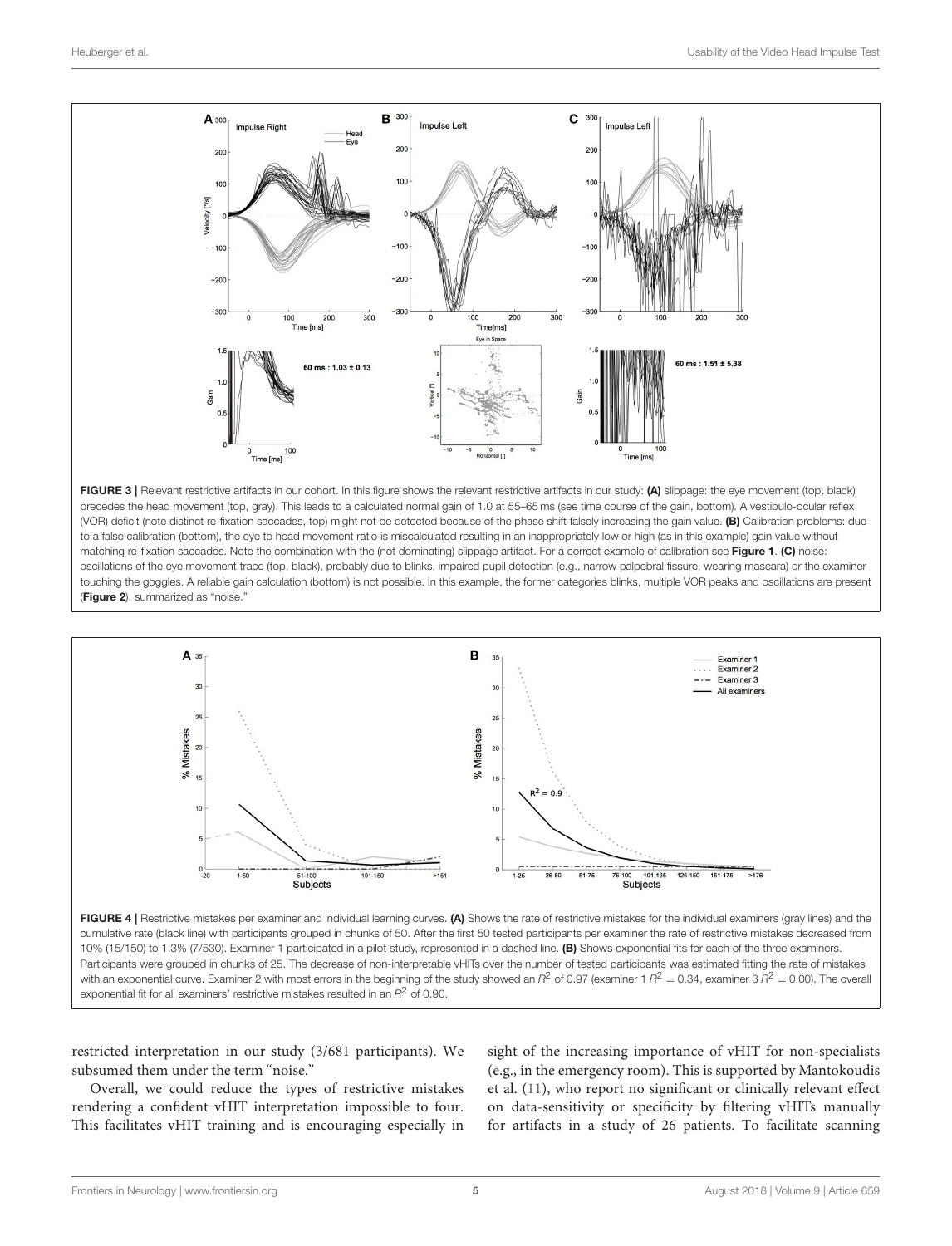FIGURE 3 | Relevant restrictive artifacts in our cohort. In this figure shows the relevant restrictive artifacts in our study: **(A)** slippage: the eye movement (top, black) precedes the head movement (top, gray). This leads to a calculated normal gain of 1.0 at 55–65 ms (see time course of the gain, bottom). A vestibulo-ocular reflex (VOR) deficit (note distinct re-fixation saccades, top) might not be detected because of the phase shift falsely increasing the gain value. **(B)** Calibration problems: due to a false calibration (bottom), the eye to head movement ratio is miscalculated resulting in an inappropriately low or high (as in this example) gain value without matching re-fixation saccades. Note the combination with the (not dominating) slippage artifact. For a correct example of calibration see **Figure 1**. **(C)** noise: oscillations of the eye movement trace (top, black), probably due to blinks, impaired pupil detection (e.g., narrow palpebral fissure, wearing mascara) or the examiner touching the goggles. A reliable gain calculation (bottom) is not possible. In this example, the former categories blinks, multiple VOR peaks and oscillations are present (**Figure 2**), summarized as "noise."

FIGURE 4 | Restrictive mistakes per examiner and individual learning curves. **(A)** Shows the rate of restrictive mistakes for the individual examiners (gray lines) and the cumulative rate (black line) with participants grouped in chunks of 50. After the first 50 tested participants per examiner the rate of restrictive mistakes decreased from 10% (15/150) to 1.3% (7/530). Examiner 1 participated in a pilot study, represented in a dashed line. **(B)** Shows exponential fits for each of the three examiners. Participants were grouped in chunks of 25. The decrease of non-interpretable vHITs over the number of tested participants was estimated fitting the rate of mistakes with an exponential curve. Examiner 2 with most errors in the beginning of the study showed an $R^2$ of 0.97 (examiner 1 $R^2$ = 0.34, examiner 3 $R^2$ = 0.00). The overall exponential fit for all examiners' restrictive mistakes resulted in an $R^2$ of 0.90.

restricted interpretation in our study (3/681 participants). We subsumed them under the term "noise."

Overall, we could reduce the types of restrictive mistakes rendering a confident vHIT interpretation impossible to four. This facilitates vHIT training and is encouraging especially in sight of the increasing importance of vHIT for non-specialists (e.g., in the emergency room). This is supported by Mantokoudis et al. (11), who report no significant or clinically relevant effect on data-sensitivity or specificity by filtering vHITs manually for artifacts in a study of 26 patients. To facilitate scanning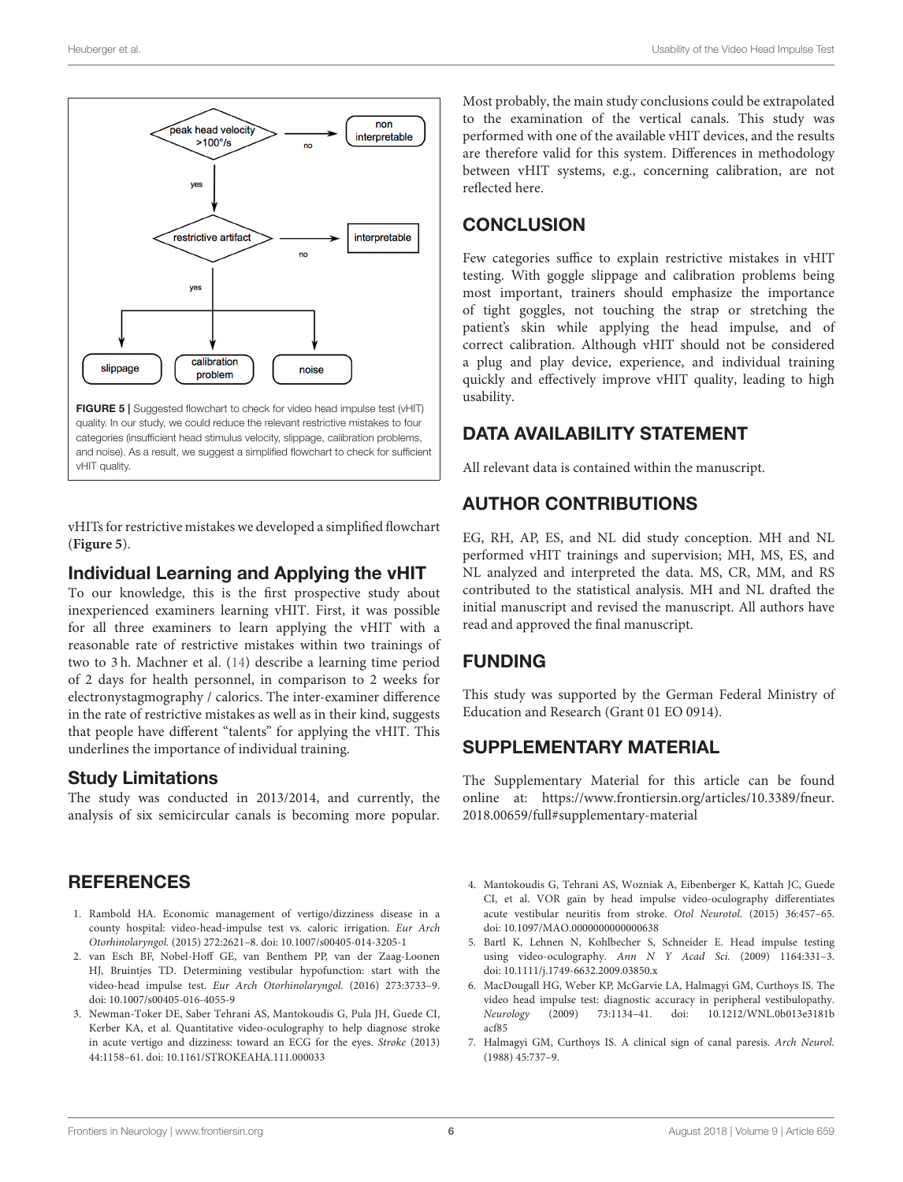FIGURE 5 | Suggested flowchart to check for video head impulse test (vHIT) quality. In our study, we could reduce the relevant restrictive mistakes to four categories (insufficient head stimulus velocity, slippage, calibration problems, and noise). As a result, we suggest a simplified flowchart to check for sufficient vHIT quality.

vHITs for restrictive mistakes we developed a simplified flowchart (**Figure 5**).

### Individual Learning and Applying the vHIT

To our knowledge, this is the first prospective study about inexperienced examiners learning vHIT. First, it was possible for all three examiners to learn applying the vHIT with a reasonable rate of restrictive mistakes within two trainings of two to 3 h. Machner et al. (14) describe a learning time period of 2 days for health personnel, in comparison to 2 weeks for electronystagmography / calorics. The inter-examiner difference in the rate of restrictive mistakes as well as in their kind, suggests that people have different "talents" for applying the vHIT. This underlines the importance of individual training.

### Study Limitations

The study was conducted in 2013/2014, and currently, the analysis of six semicircular canals is becoming more popular. Most probably, the main study conclusions could be extrapolated to the examination of the vertical canals. This study was performed with one of the available vHIT devices, and the results are therefore valid for this system. Differences in methodology between vHIT systems, e.g., concerning calibration, are not reflected here.

## CONCLUSION

Few categories suffice to explain restrictive mistakes in vHIT testing. With goggle slippage and calibration problems being most important, trainers should emphasize the importance of tight goggles, not touching the strap or stretching the patient's skin while applying the head impulse, and of correct calibration. Although vHIT should not be considered a plug and play device, experience, and individual training quickly and effectively improve vHIT quality, leading to high usability.

## DATA AVAILABILITY STATEMENT

All relevant data is contained within the manuscript.

## AUTHOR CONTRIBUTIONS

EG, RH, AP, ES, and NL did study conception. MH and NL performed vHIT trainings and supervision; MH, MS, ES, and NL analyzed and interpreted the data. MS, CR, MM, and RS contributed to the statistical analysis. MH and NL drafted the initial manuscript and revised the manuscript. All authors have read and approved the final manuscript.

## FUNDING

This study was supported by the German Federal Ministry of Education and Research (Grant 01 EO 0914).

## SUPPLEMENTARY MATERIAL

The Supplementary Material for this article can be found online at: https://www.frontiersin.org/articles/10.3389/fneur.2018.00659/full#supplementary-material

## REFERENCES

1. Rambold HA. Economic management of vertigo/dizziness disease in a county hospital: video-head-impulse test vs. caloric irrigation. *Eur Arch Otorhinolaryngol.* (2015) 272:2621–8. doi: 10.1007/s00405-014-3205-1
2. van Esch BF, Nobel-Hoff GE, van Benthem PP, van der Zaag-Loonen HJ, Bruintjes TD. Determining vestibular hypofunction: start with the video-head impulse test. *Eur Arch Otorhinolaryngol.* (2016) 273:3733–9. doi: 10.1007/s00405-016-4055-9
3. Newman-Toker DE, Saber Tehrani AS, Mantokoudis G, Pula JH, Guede CI, Kerber KA, et al. Quantitative video-oculography to help diagnose stroke in acute vertigo and dizziness: toward an ECG for the eyes. *Stroke* (2013) 44:1158–61. doi: 10.1161/STROKEAHA.111.000033
4. Mantokoudis G, Tehrani AS, Wozniak A, Eibenberger K, Kattah JC, Guede CI, et al. VOR gain by head impulse video-oculography differentiates acute vestibular neuritis from stroke. *Otol Neurotol.* (2015) 36:457–65. doi: 10.1097/MAO.0000000000000638
5. Bartl K, Lehnen N, Kohlbecher S, Schneider E. Head impulse testing using video-oculography. *Ann N Y Acad Sci.* (2009) 1164:331–3. doi: 10.1111/j.1749-6632.2009.03850.x
6. MacDougall HG, Weber KP, McGarvie LA, Halmagyi GM, Curthoys IS. The video head impulse test: diagnostic accuracy in peripheral vestibulopathy. *Neurology* (2009) 73:1134–41. doi: 10.1212/WNL.0b013e3181bacf85
7. Halmagyi GM, Curthoys IS. A clinical sign of canal paresis. *Arch Neurol.* (1988) 45:737–9.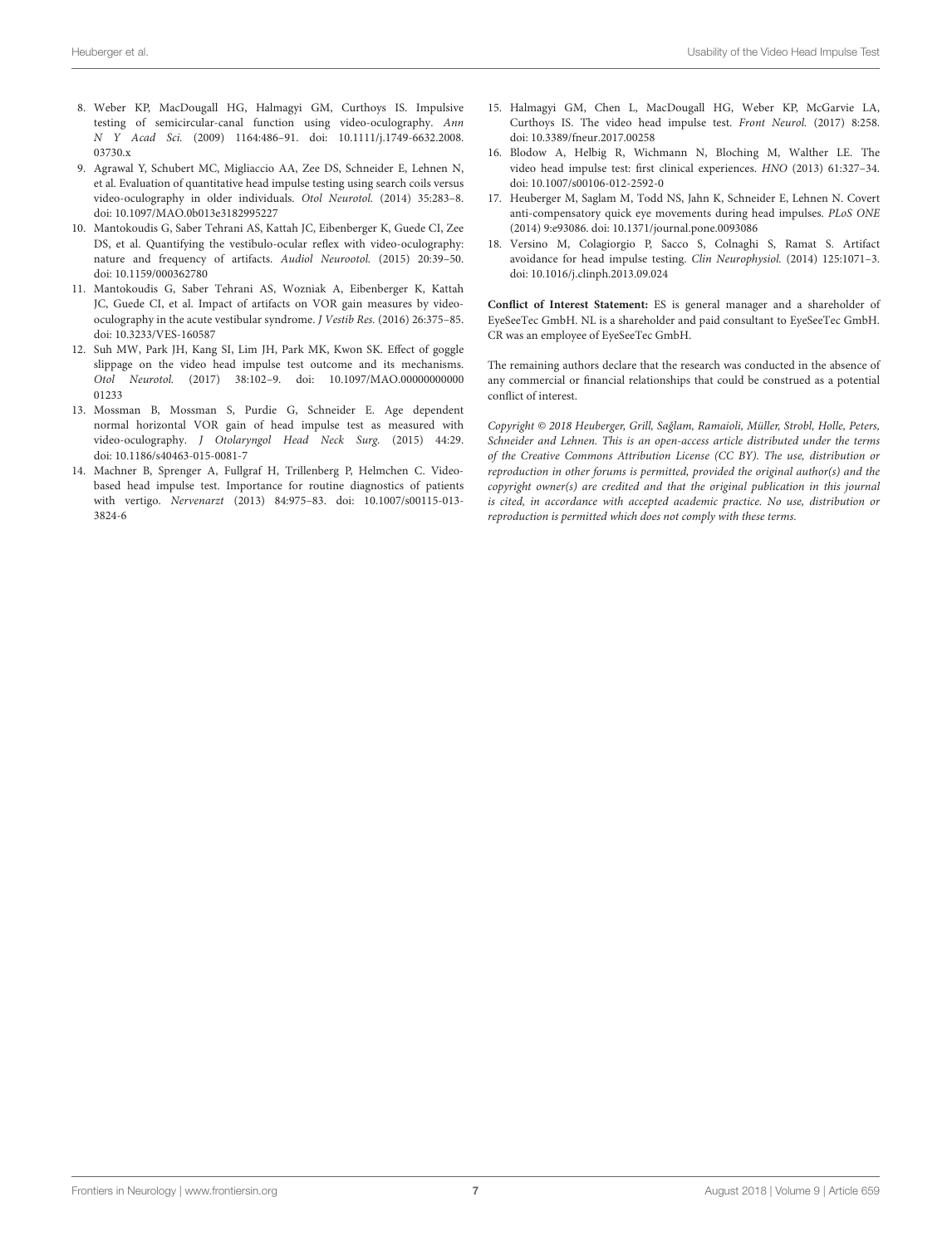8. Weber KP, MacDougall HG, Halmagyi GM, Curthoys IS. Impulsive testing of semicircular-canal function using video-oculography. *Ann N Y Acad Sci.* (2009) 1164:486–91. doi: 10.1111/j.1749-6632.2008.03730.x
9. Agrawal Y, Schubert MC, Migliaccio AA, Zee DS, Schneider E, Lehnen N, et al. Evaluation of quantitative head impulse testing using search coils versus video-oculography in older individuals. *Otol Neurotol.* (2014) 35:283–8. doi: 10.1097/MAO.0b013e3182995227
10. Mantokoudis G, Saber Tehrani AS, Kattah JC, Eibenberger K, Guede CI, Zee DS, et al. Quantifying the vestibulo-ocular reflex with video-oculography: nature and frequency of artifacts. *Audiol Neurootol.* (2015) 20:39–50. doi: 10.1159/000362780
11. Mantokoudis G, Saber Tehrani AS, Wozniak A, Eibenberger K, Kattah JC, Guede CI, et al. Impact of artifacts on VOR gain measures by video-oculography in the acute vestibular syndrome. *J Vestib Res.* (2016) 26:375–85. doi: 10.3233/VES-160587
12. Suh MW, Park JH, Kang SI, Lim JH, Park MK, Kwon SK. Effect of goggle slippage on the video head impulse test outcome and its mechanisms. *Otol Neurotol.* (2017) 38:102–9. doi: 10.1097/MAO.0000000000001233
13. Mossman B, Mossman S, Purdie G, Schneider E. Age dependent normal horizontal VOR gain of head impulse test as measured with video-oculography. *J Otolaryngol Head Neck Surg.* (2015) 44:29. doi: 10.1186/s40463-015-0081-7
14. Machner B, Sprenger A, Fullgraf H, Trillenberg P, Helmchen C. Video-based head impulse test. Importance for routine diagnostics of patients with vertigo. *Nervenarzt* (2013) 84:975–83. doi: 10.1007/s00115-013-3824-6
15. Halmagyi GM, Chen L, MacDougall HG, Weber KP, McGarvie LA, Curthoys IS. The video head impulse test. *Front Neurol.* (2017) 8:258. doi: 10.3389/fneur.2017.00258
16. Blodow A, Helbig R, Wichmann N, Bloching M, Walther LE. The video head impulse test: first clinical experiences. *HNO* (2013) 61:327–34. doi: 10.1007/s00106-012-2592-0
17. Heuberger M, Saglam M, Todd NS, Jahn K, Schneider E, Lehnen N. Covert anti-compensatory quick eye movements during head impulses. *PLoS ONE* (2014) 9:e93086. doi: 10.1371/journal.pone.0093086
18. Versino M, Colagiorgio P, Sacco S, Colnaghi S, Ramat S. Artifact avoidance for head impulse testing. *Clin Neurophysiol.* (2014) 125:1071–3. doi: 10.1016/j.clinph.2013.09.024

**Conflict of Interest Statement:** ES is general manager and a shareholder of EyeSeeTec GmbH. NL is a shareholder and paid consultant to EyeSeeTec GmbH. CR was an employee of EyeSeeTec GmbH.

The remaining authors declare that the research was conducted in the absence of any commercial or financial relationships that could be construed as a potential conflict of interest.

*Copyright © 2018 Heuberger, Grill, Sağlam, Ramaioli, Müller, Strobl, Holle, Peters, Schneider and Lehnen. This is an open-access article distributed under the terms of the Creative Commons Attribution License (CC BY). The use, distribution or reproduction in other forums is permitted, provided the original author(s) and the copyright owner(s) are credited and that the original publication in this journal is cited, in accordance with accepted academic practice. No use, distribution or reproduction is permitted which does not comply with these terms.*